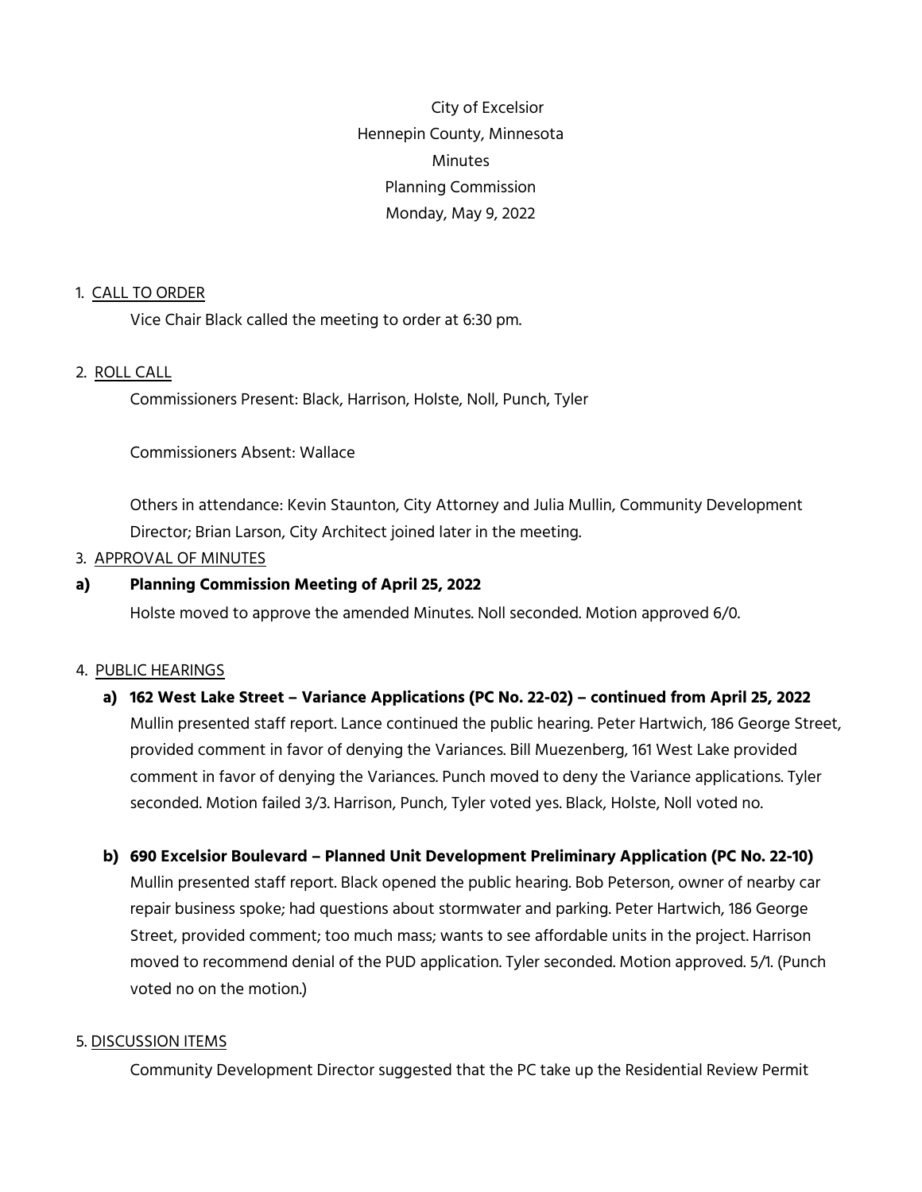City of Excelsior
Hennepin County, Minnesota
Minutes
Planning Commission
Monday, May 9, 2022

1. CALL TO ORDER

Vice Chair Black called the meeting to order at 6:30 pm.

2. ROLL CALL

Commissioners Present: Black, Harrison, Holste, Noll, Punch, Tyler

Commissioners Absent: Wallace

Others in attendance: Kevin Staunton, City Attorney and Julia Mullin, Community Development Director; Brian Larson, City Architect joined later in the meeting.

3. APPROVAL OF MINUTES

**a) Planning Commission Meeting of April 25, 2022**

Holste moved to approve the amended Minutes. Noll seconded. Motion approved 6/0.

4. PUBLIC HEARINGS

**a) 162 West Lake Street – Variance Applications (PC No. 22-02) – continued from April 25, 2022**

Mullin presented staff report. Lance continued the public hearing. Peter Hartwich, 186 George Street, provided comment in favor of denying the Variances. Bill Muezenberg, 161 West Lake provided comment in favor of denying the Variances. Punch moved to deny the Variance applications. Tyler seconded. Motion failed 3/3. Harrison, Punch, Tyler voted yes. Black, Holste, Noll voted no.

**b) 690 Excelsior Boulevard – Planned Unit Development Preliminary Application (PC No. 22-10)**

Mullin presented staff report. Black opened the public hearing. Bob Peterson, owner of nearby car repair business spoke; had questions about stormwater and parking. Peter Hartwich, 186 George Street, provided comment; too much mass; wants to see affordable units in the project. Harrison moved to recommend denial of the PUD application. Tyler seconded. Motion approved. 5/1. (Punch voted no on the motion.)

5. DISCUSSION ITEMS

Community Development Director suggested that the PC take up the Residential Review Permit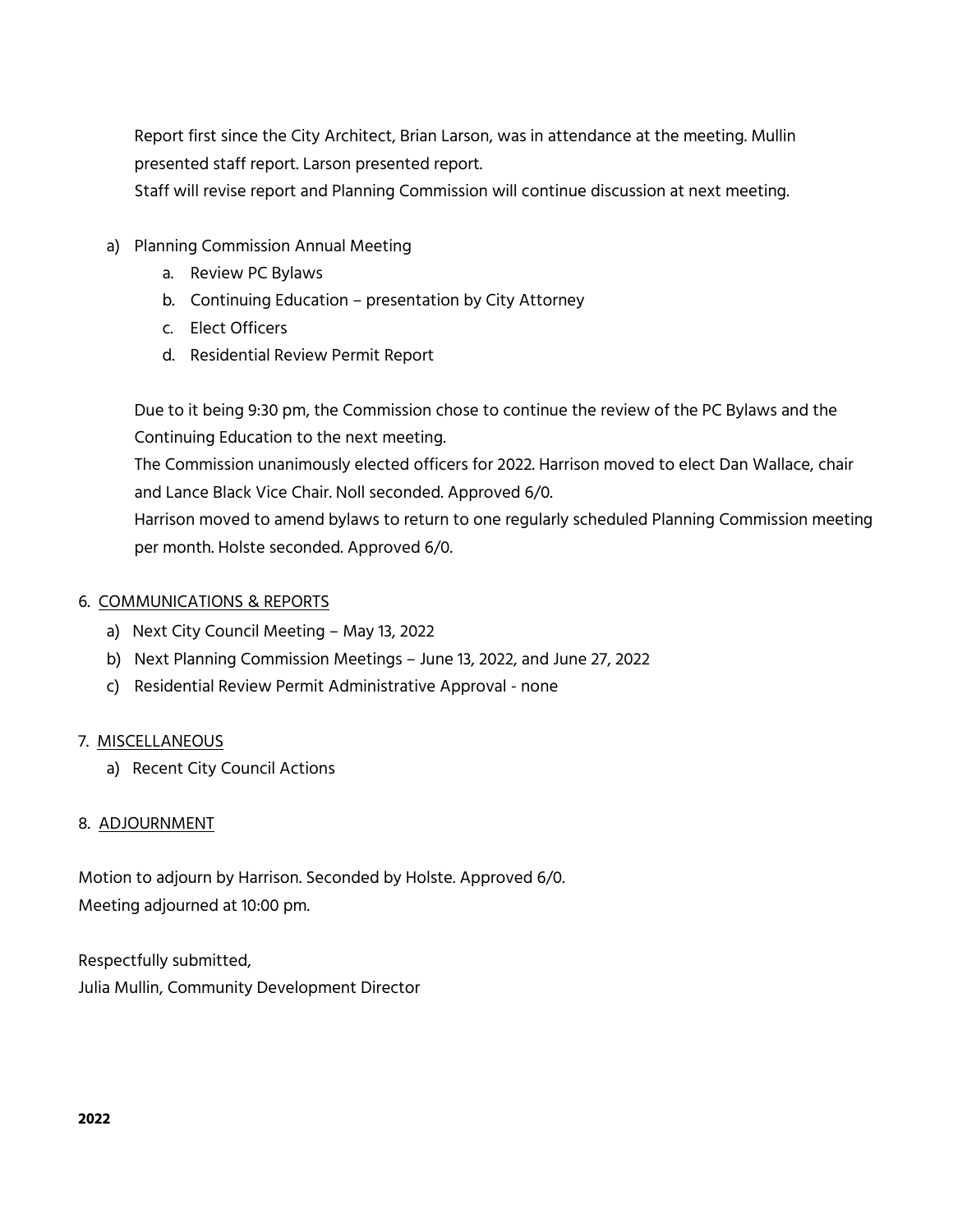Report first since the City Architect, Brian Larson, was in attendance at the meeting. Mullin presented staff report. Larson presented report.
Staff will revise report and Planning Commission will continue discussion at next meeting.

a) Planning Commission Annual Meeting
    a. Review PC Bylaws
    b. Continuing Education – presentation by City Attorney
    c. Elect Officers
    d. Residential Review Permit Report

Due to it being 9:30 pm, the Commission chose to continue the review of the PC Bylaws and the Continuing Education to the next meeting.
The Commission unanimously elected officers for 2022. Harrison moved to elect Dan Wallace, chair and Lance Black Vice Chair. Noll seconded. Approved 6/0.
Harrison moved to amend bylaws to return to one regularly scheduled Planning Commission meeting per month. Holste seconded. Approved 6/0.

6. <u>COMMUNICATIONS & REPORTS</u>
    a) Next City Council Meeting – May 13, 2022
    b) Next Planning Commission Meetings – June 13, 2022, and June 27, 2022
    c) Residential Review Permit Administrative Approval - none

7. <u>MISCELLANEOUS</u>
    a) Recent City Council Actions

8. <u>ADJOURNMENT</u>

Motion to adjourn by Harrison. Seconded by Holste. Approved 6/0.
Meeting adjourned at 10:00 pm.

Respectfully submitted,
Julia Mullin, Community Development Director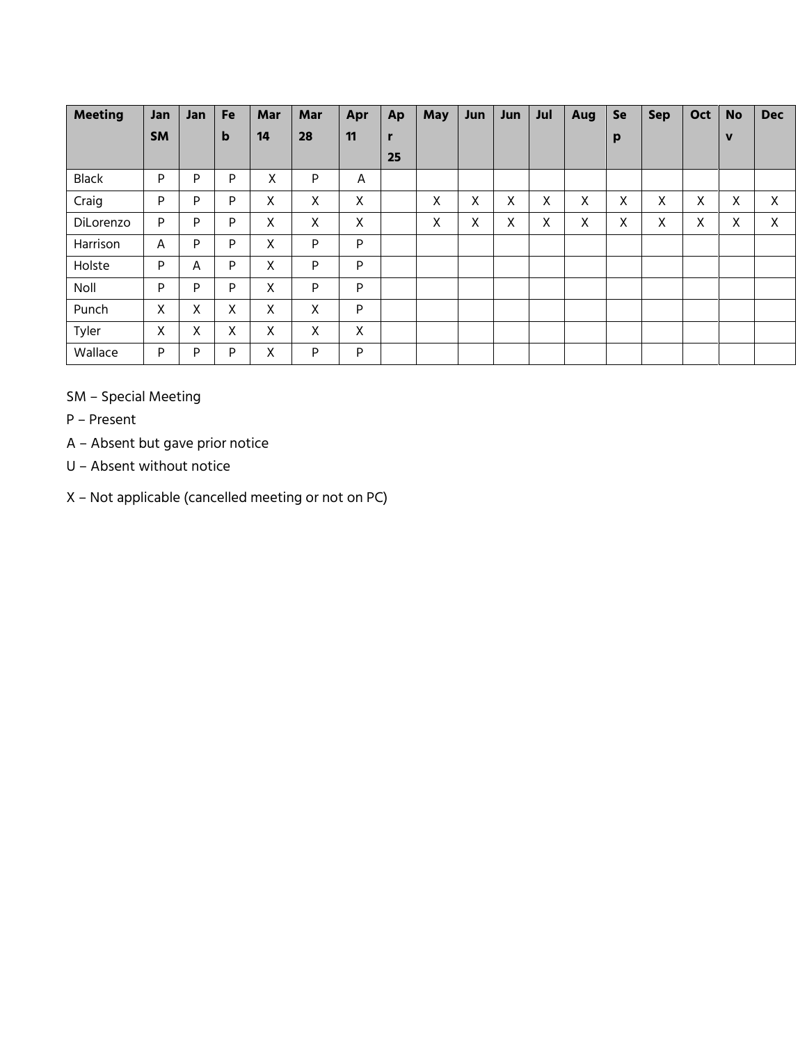| Meeting | Jan SM | Jan | Feb | Mar 14 | Mar 28 | Apr 11 | Apr 25 | May | Jun | Jun | Jul | Aug | Sep | Sep | Oct | Nov | Dec |
|---|---|---|---|---|---|---|---|---|---|---|---|---|---|---|---|---|---|
| Black | P | P | P | X | P | A | | | | | | | | | | | |
| Craig | P | P | P | X | X | X | | X | X | X | X | X | X | X | X | X | X |
| DiLorenzo | P | P | P | X | X | X | | X | X | X | X | X | X | X | X | X | X |
| Harrison | A | P | P | X | P | P | | | | | | | | | | | |
| Holste | P | A | P | X | P | P | | | | | | | | | | | |
| Noll | P | P | P | X | P | P | | | | | | | | | | | |
| Punch | X | X | X | X | X | P | | | | | | | | | | | |
| Tyler | X | X | X | X | X | X | | | | | | | | | | | |
| Wallace | P | P | P | X | P | P | | | | | | | | | | | |

SM – Special Meeting

P – Present

A – Absent but gave prior notice

U – Absent without notice

X – Not applicable (cancelled meeting or not on PC)